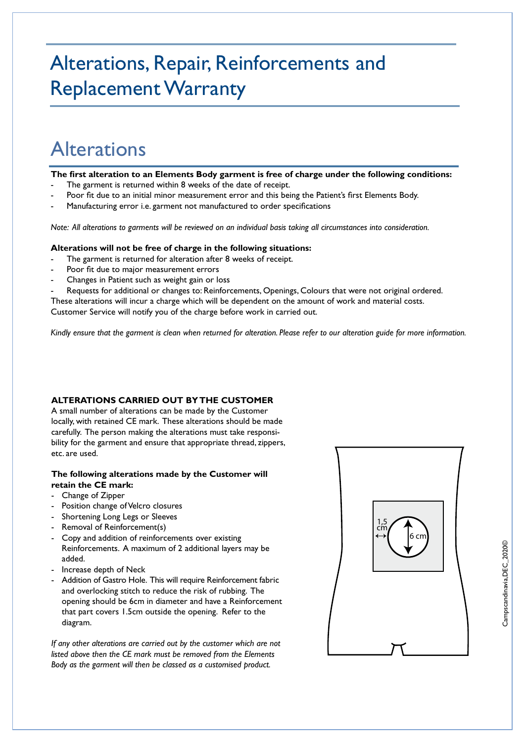# Alterations, Repair, Reinforcements and Replacement Warranty

## Alterations

**The first alteration to an Elements Body garment is free of charge under the following conditions:**

- The garment is returned within 8 weeks of the date of receipt.
- Poor fit due to an initial minor measurement error and this being the Patient's first Elements Body.
- Manufacturing error i.e. garment not manufactured to order specifications

*Note: All alterations to garments will be reviewed on an individual basis taking all circumstances into consideration.*

**Alterations will not be free of charge in the following situations:**

- The garment is returned for alteration after 8 weeks of receipt.
- Poor fit due to major measurement errors
- Changes in Patient such as weight gain or loss
- Requests for additional or changes to: Reinforcements, Openings, Colours that were not original ordered.

These alterations will incur a charge which will be dependent on the amount of work and material costs. Customer Service will notify you of the charge before work in carried out.

*Kindly ensure that the garment is clean when returned for alteration. Please refer to our alteration guide for more information.*

**ALTERATIONS CARRIED OUT BY THE CUSTOMER**

A small number of alterations can be made by the Customer locally, with retained CE mark. These alterations should be made carefully. The person making the alterations must take responsibility for the garment and ensure that appropriate thread, zippers, etc. are used.

**The following alterations made by the Customer will retain the CE mark:**

- Change of Zipper
- Position change of Velcro closures
- Shortening Long Legs or Sleeves
- Removal of Reinforcement(s)
- Copy and addition of reinforcements over existing Reinforcements. A maximum of 2 additional layers may be added.
- Increase depth of Neck
- Addition of Gastro Hole. This will require Reinforcement fabric and overlocking stitch to reduce the risk of rubbing. The opening should be 6cm in diameter and have a Reinforcement that part covers 1.5cm outside the opening. Refer to the diagram.

1,5 cm

6 cm

*If any other alterations are carried out by the customer which are not listed above then the CE mark must be removed from the Elements Body as the garment will then be classed as a customised product.*

Campscandinavia,DEC_2020©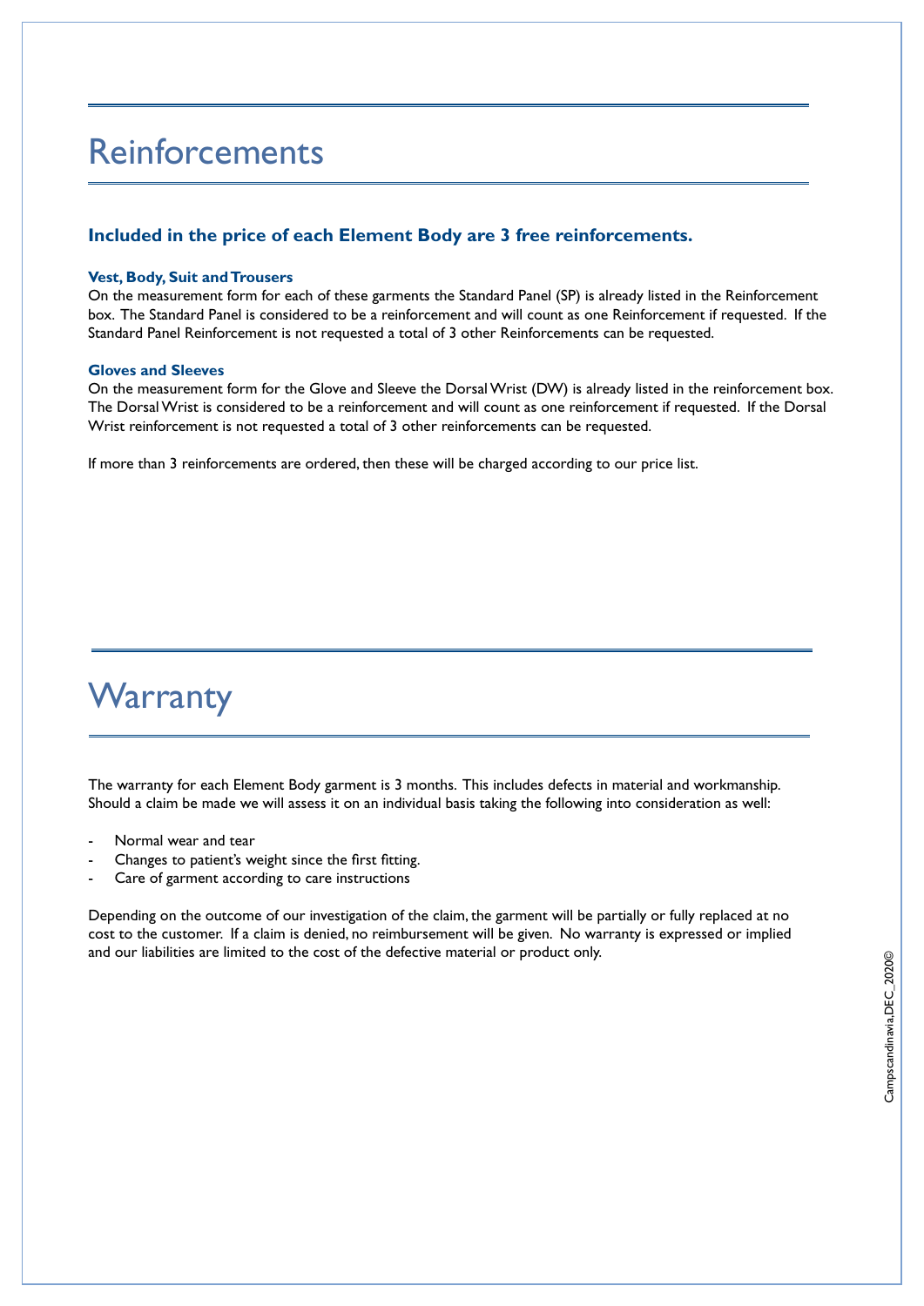# Reinforcements

## Included in the price of each Element Body are 3 free reinforcements.

### Vest, Body, Suit and Trousers

On the measurement form for each of these garments the Standard Panel (SP) is already listed in the Reinforcement box. The Standard Panel is considered to be a reinforcement and will count as one Reinforcement if requested. If the Standard Panel Reinforcement is not requested a total of 3 other Reinforcements can be requested.

### Gloves and Sleeves

On the measurement form for the Glove and Sleeve the Dorsal Wrist (DW) is already listed in the reinforcement box. The Dorsal Wrist is considered to be a reinforcement and will count as one reinforcement if requested. If the Dorsal Wrist reinforcement is not requested a total of 3 other reinforcements can be requested.

If more than 3 reinforcements are ordered, then these will be charged according to our price list.

# Warranty

The warranty for each Element Body garment is 3 months. This includes defects in material and workmanship. Should a claim be made we will assess it on an individual basis taking the following into consideration as well:

- Normal wear and tear
- Changes to patient's weight since the first fitting.
- Care of garment according to care instructions

Depending on the outcome of our investigation of the claim, the garment will be partially or fully replaced at no cost to the customer. If a claim is denied, no reimbursement will be given. No warranty is expressed or implied and our liabilities are limited to the cost of the defective material or product only.

Campscandinavia,DEC_2020©